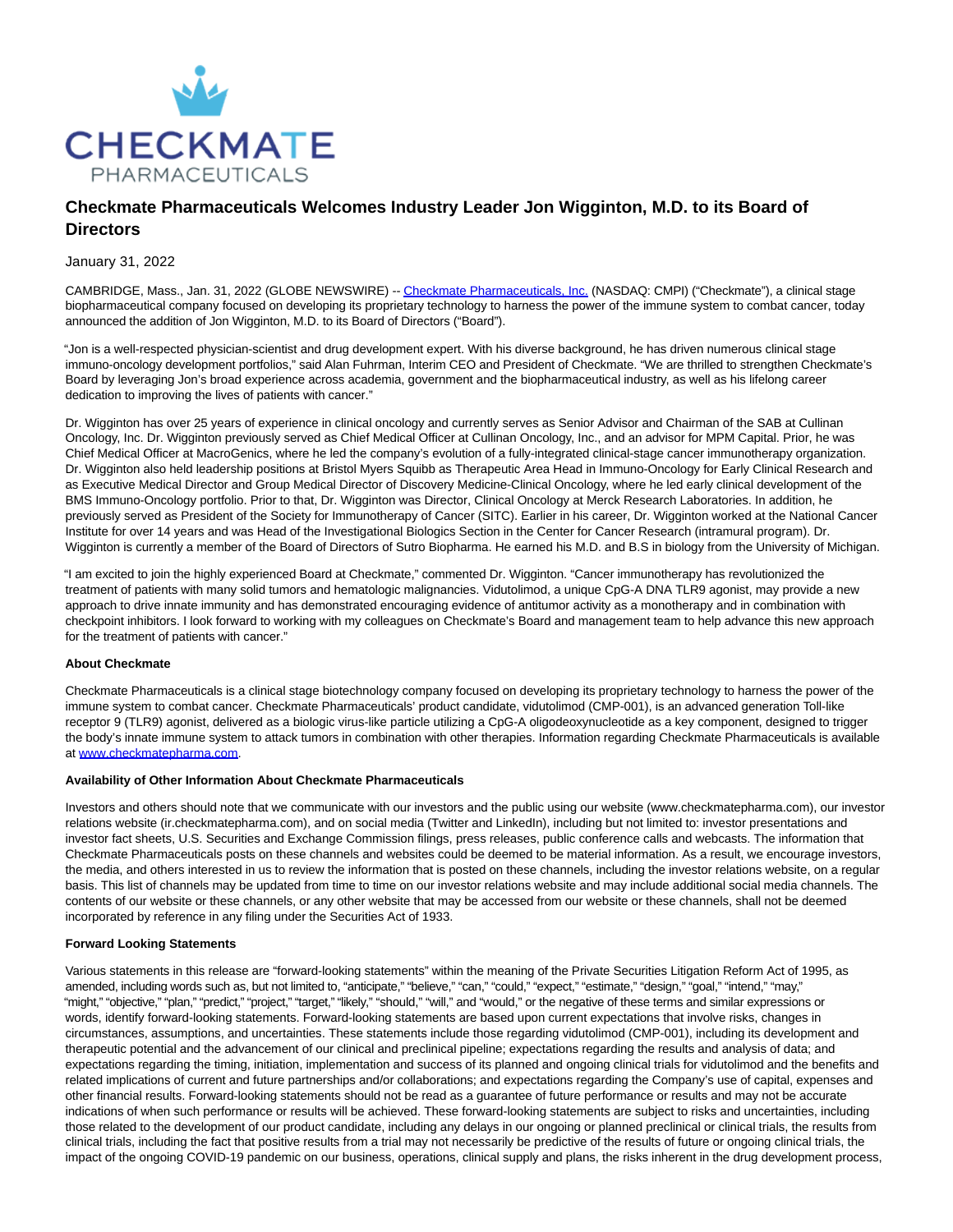CHECKMATE
PHARMACEUTICALS

# Checkmate Pharmaceuticals Welcomes Industry Leader Jon Wigginton, M.D. to its Board of Directors

January 31, 2022

CAMBRIDGE, Mass., Jan. 31, 2022 (GLOBE NEWSWIRE) -- Checkmate Pharmaceuticals, Inc. (NASDAQ: CMPI) ("Checkmate"), a clinical stage biopharmaceutical company focused on developing its proprietary technology to harness the power of the immune system to combat cancer, today announced the addition of Jon Wigginton, M.D. to its Board of Directors ("Board").

"Jon is a well-respected physician-scientist and drug development expert. With his diverse background, he has driven numerous clinical stage immuno-oncology development portfolios," said Alan Fuhrman, Interim CEO and President of Checkmate. "We are thrilled to strengthen Checkmate's Board by leveraging Jon's broad experience across academia, government and the biopharmaceutical industry, as well as his lifelong career dedication to improving the lives of patients with cancer."

Dr. Wigginton has over 25 years of experience in clinical oncology and currently serves as Senior Advisor and Chairman of the SAB at Cullinan Oncology, Inc. Dr. Wigginton previously served as Chief Medical Officer at Cullinan Oncology, Inc., and an advisor for MPM Capital. Prior, he was Chief Medical Officer at MacroGenics, where he led the company's evolution of a fully-integrated clinical-stage cancer immunotherapy organization. Dr. Wigginton also held leadership positions at Bristol Myers Squibb as Therapeutic Area Head in Immuno-Oncology for Early Clinical Research and as Executive Medical Director and Group Medical Director of Discovery Medicine-Clinical Oncology, where he led early clinical development of the BMS Immuno-Oncology portfolio. Prior to that, Dr. Wigginton was Director, Clinical Oncology at Merck Research Laboratories. In addition, he previously served as President of the Society for Immunotherapy of Cancer (SITC). Earlier in his career, Dr. Wigginton worked at the National Cancer Institute for over 14 years and was Head of the Investigational Biologics Section in the Center for Cancer Research (intramural program). Dr. Wigginton is currently a member of the Board of Directors of Sutro Biopharma. He earned his M.D. and B.S in biology from the University of Michigan.

"I am excited to join the highly experienced Board at Checkmate," commented Dr. Wigginton. "Cancer immunotherapy has revolutionized the treatment of patients with many solid tumors and hematologic malignancies. Vidutolimod, a unique CpG-A DNA TLR9 agonist, may provide a new approach to drive innate immunity and has demonstrated encouraging evidence of antitumor activity as a monotherapy and in combination with checkpoint inhibitors. I look forward to working with my colleagues on Checkmate's Board and management team to help advance this new approach for the treatment of patients with cancer."

**About Checkmate**

Checkmate Pharmaceuticals is a clinical stage biotechnology company focused on developing its proprietary technology to harness the power of the immune system to combat cancer. Checkmate Pharmaceuticals' product candidate, vidutolimod (CMP-001), is an advanced generation Toll-like receptor 9 (TLR9) agonist, delivered as a biologic virus-like particle utilizing a CpG-A oligodeoxynucleotide as a key component, designed to trigger the body's innate immune system to attack tumors in combination with other therapies. Information regarding Checkmate Pharmaceuticals is available at www.checkmatepharma.com.

**Availability of Other Information About Checkmate Pharmaceuticals**

Investors and others should note that we communicate with our investors and the public using our website (www.checkmatepharma.com), our investor relations website (ir.checkmatepharma.com), and on social media (Twitter and LinkedIn), including but not limited to: investor presentations and investor fact sheets, U.S. Securities and Exchange Commission filings, press releases, public conference calls and webcasts. The information that Checkmate Pharmaceuticals posts on these channels and websites could be deemed to be material information. As a result, we encourage investors, the media, and others interested in us to review the information that is posted on these channels, including the investor relations website, on a regular basis. This list of channels may be updated from time to time on our investor relations website and may include additional social media channels. The contents of our website or these channels, or any other website that may be accessed from our website or these channels, shall not be deemed incorporated by reference in any filing under the Securities Act of 1933.

**Forward Looking Statements**

Various statements in this release are "forward-looking statements" within the meaning of the Private Securities Litigation Reform Act of 1995, as amended, including words such as, but not limited to, "anticipate," "believe," "can," "could," "expect," "estimate," "design," "goal," "intend," "may," "might," "objective," "plan," "predict," "project," "target," "likely," "should," "will," and "would," or the negative of these terms and similar expressions or words, identify forward-looking statements. Forward-looking statements are based upon current expectations that involve risks, changes in circumstances, assumptions, and uncertainties. These statements include those regarding vidutolimod (CMP-001), including its development and therapeutic potential and the advancement of our clinical and preclinical pipeline; expectations regarding the results and analysis of data; and expectations regarding the timing, initiation, implementation and success of its planned and ongoing clinical trials for vidutolimod and the benefits and related implications of current and future partnerships and/or collaborations; and expectations regarding the Company's use of capital, expenses and other financial results. Forward-looking statements should not be read as a guarantee of future performance or results and may not be accurate indications of when such performance or results will be achieved. These forward-looking statements are subject to risks and uncertainties, including those related to the development of our product candidate, including any delays in our ongoing or planned preclinical or clinical trials, the results from clinical trials, including the fact that positive results from a trial may not necessarily be predictive of the results of future or ongoing clinical trials, the impact of the ongoing COVID-19 pandemic on our business, operations, clinical supply and plans, the risks inherent in the drug development process,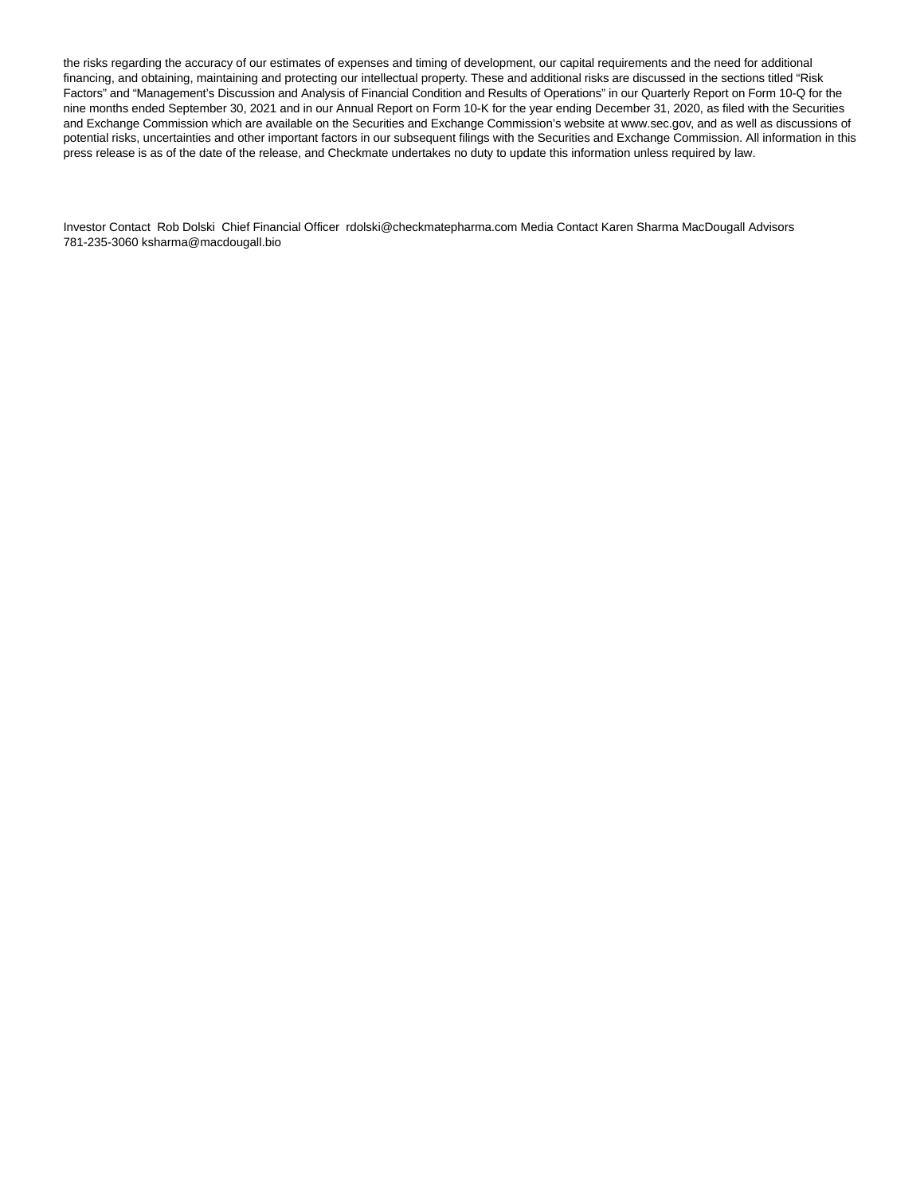the risks regarding the accuracy of our estimates of expenses and timing of development, our capital requirements and the need for additional financing, and obtaining, maintaining and protecting our intellectual property. These and additional risks are discussed in the sections titled "Risk Factors" and "Management's Discussion and Analysis of Financial Condition and Results of Operations" in our Quarterly Report on Form 10-Q for the nine months ended September 30, 2021 and in our Annual Report on Form 10-K for the year ending December 31, 2020, as filed with the Securities and Exchange Commission which are available on the Securities and Exchange Commission's website at www.sec.gov, and as well as discussions of potential risks, uncertainties and other important factors in our subsequent filings with the Securities and Exchange Commission. All information in this press release is as of the date of the release, and Checkmate undertakes no duty to update this information unless required by law.

Investor Contact Rob Dolski Chief Financial Officer rdolski@checkmatepharma.com Media Contact Karen Sharma MacDougall Advisors 781-235-3060 ksharma@macdougall.bio